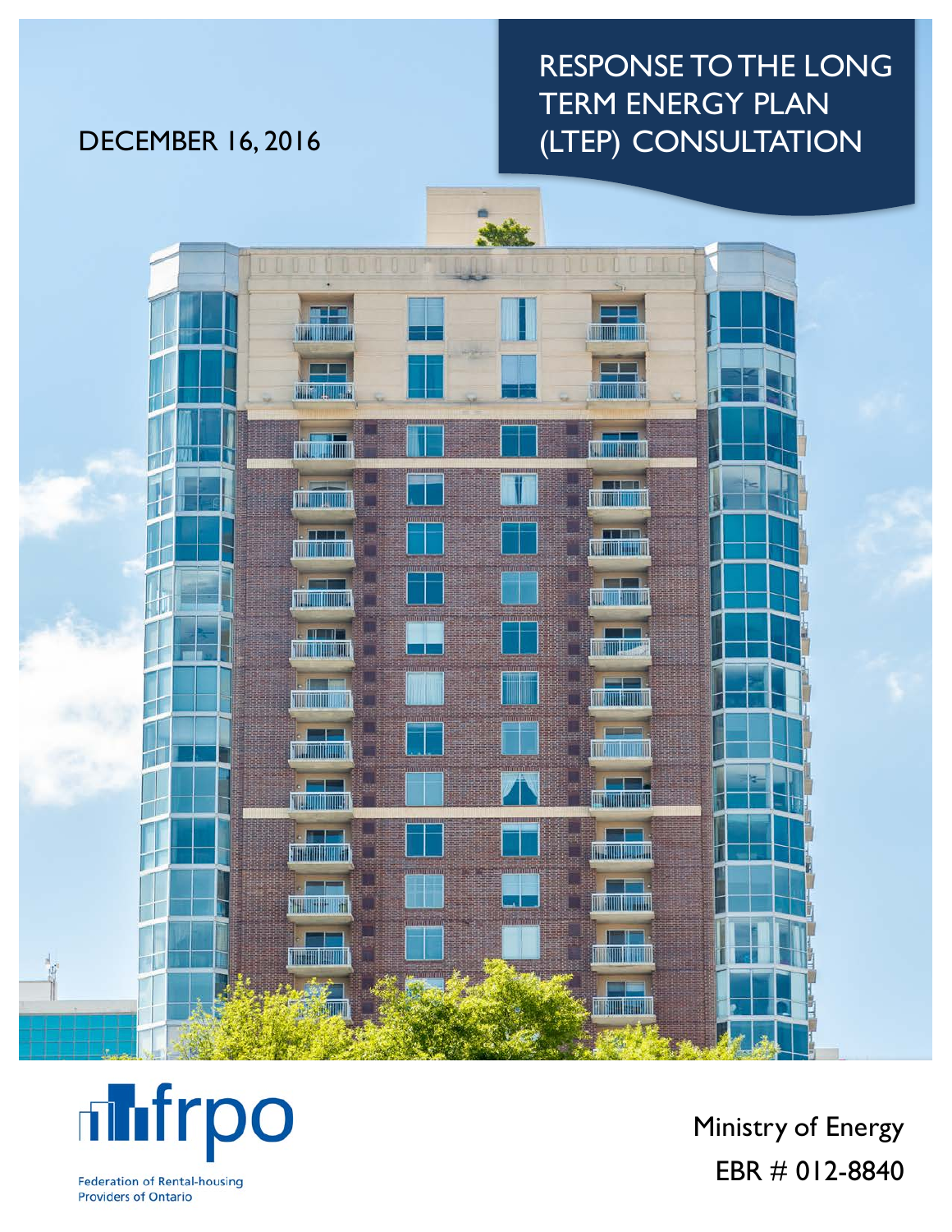# RESPONSE TO THE LONG TERM ENERGY PLAN (LTEP) CONSULTATION

DECEMBER 16, 2016

frpo

Federation of Rental-housing Providers of Ontario

Ministry of Energy
EBR # 012-8840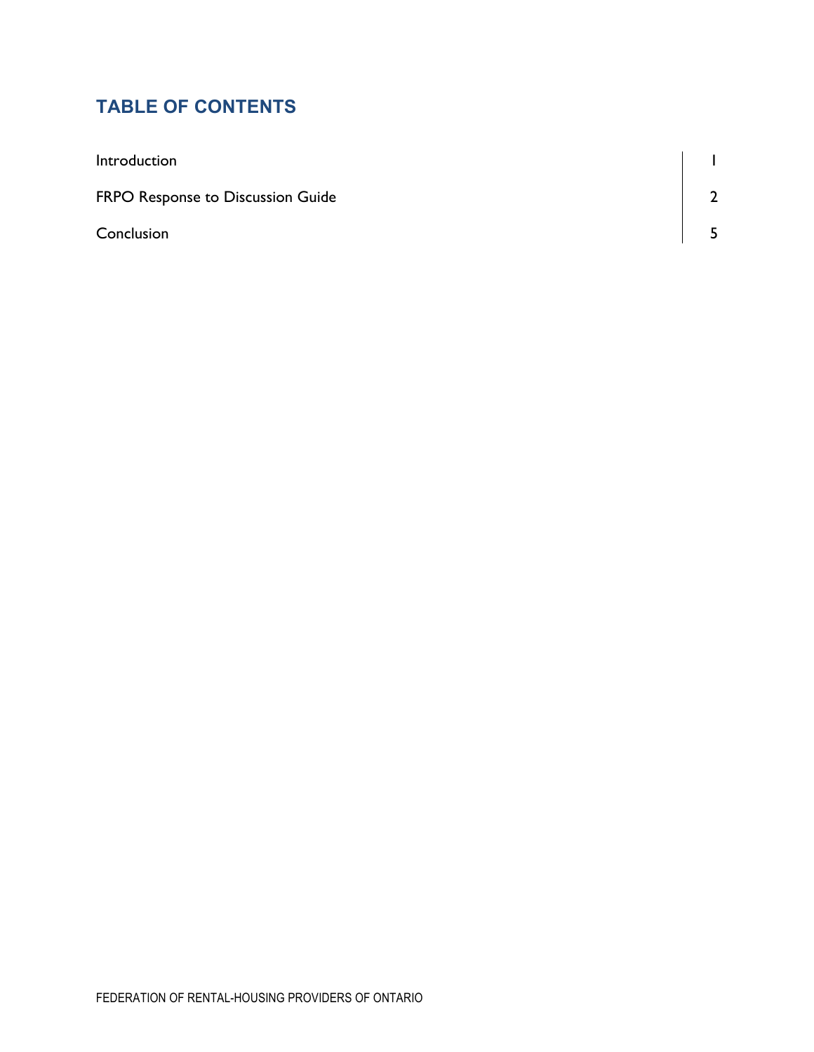## TABLE OF CONTENTS

| | |
|---|---|
| Introduction | 1 |
| FRPO Response to Discussion Guide | 2 |
| Conclusion | 5 |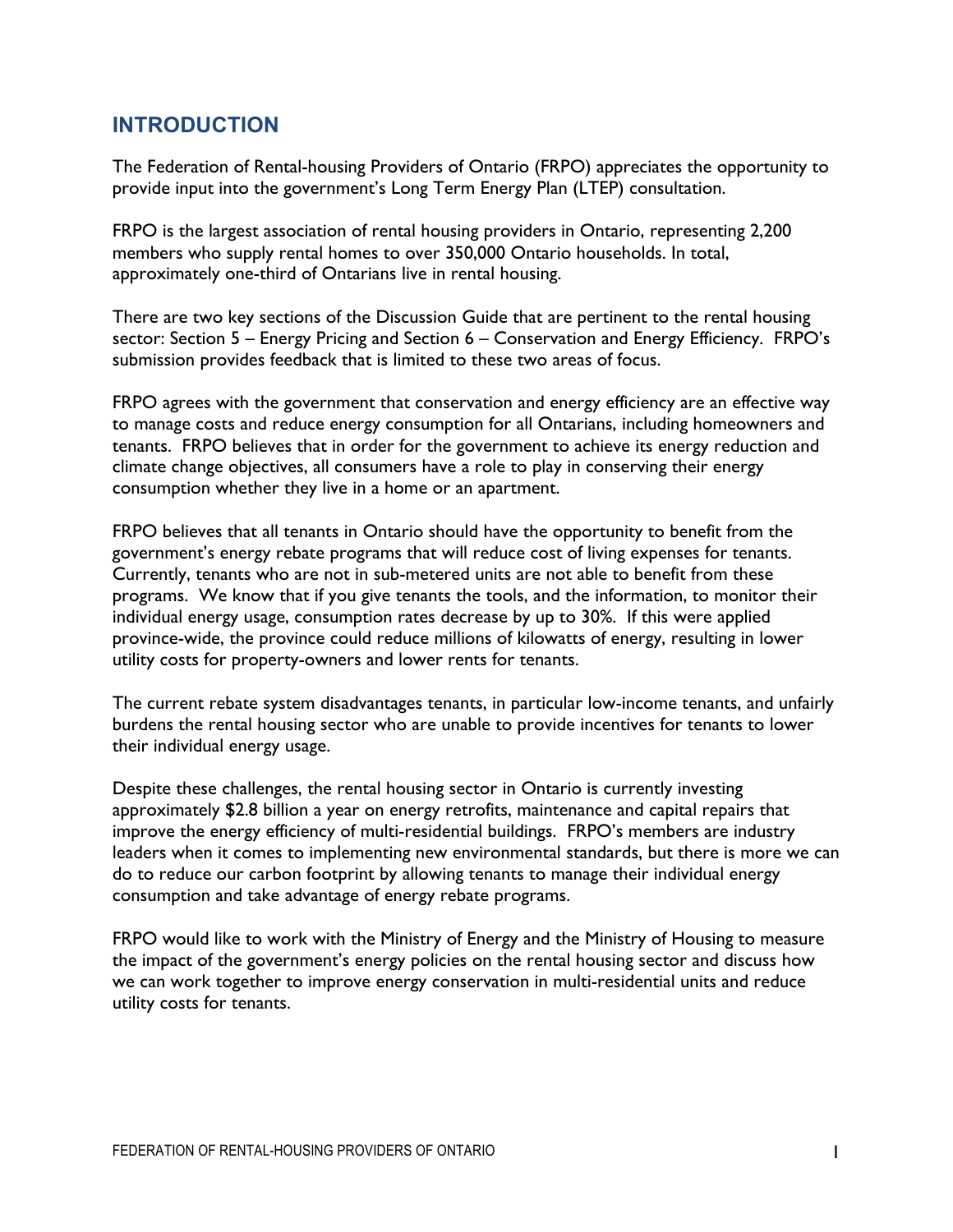## INTRODUCTION

The Federation of Rental-housing Providers of Ontario (FRPO) appreciates the opportunity to provide input into the government's Long Term Energy Plan (LTEP) consultation.

FRPO is the largest association of rental housing providers in Ontario, representing 2,200 members who supply rental homes to over 350,000 Ontario households. In total, approximately one-third of Ontarians live in rental housing.

There are two key sections of the Discussion Guide that are pertinent to the rental housing sector: Section 5 – Energy Pricing and Section 6 – Conservation and Energy Efficiency. FRPO's submission provides feedback that is limited to these two areas of focus.

FRPO agrees with the government that conservation and energy efficiency are an effective way to manage costs and reduce energy consumption for all Ontarians, including homeowners and tenants. FRPO believes that in order for the government to achieve its energy reduction and climate change objectives, all consumers have a role to play in conserving their energy consumption whether they live in a home or an apartment.

FRPO believes that all tenants in Ontario should have the opportunity to benefit from the government's energy rebate programs that will reduce cost of living expenses for tenants. Currently, tenants who are not in sub-metered units are not able to benefit from these programs. We know that if you give tenants the tools, and the information, to monitor their individual energy usage, consumption rates decrease by up to 30%. If this were applied province-wide, the province could reduce millions of kilowatts of energy, resulting in lower utility costs for property-owners and lower rents for tenants.

The current rebate system disadvantages tenants, in particular low-income tenants, and unfairly burdens the rental housing sector who are unable to provide incentives for tenants to lower their individual energy usage.

Despite these challenges, the rental housing sector in Ontario is currently investing approximately $2.8 billion a year on energy retrofits, maintenance and capital repairs that improve the energy efficiency of multi-residential buildings. FRPO's members are industry leaders when it comes to implementing new environmental standards, but there is more we can do to reduce our carbon footprint by allowing tenants to manage their individual energy consumption and take advantage of energy rebate programs.

FRPO would like to work with the Ministry of Energy and the Ministry of Housing to measure the impact of the government's energy policies on the rental housing sector and discuss how we can work together to improve energy conservation in multi-residential units and reduce utility costs for tenants.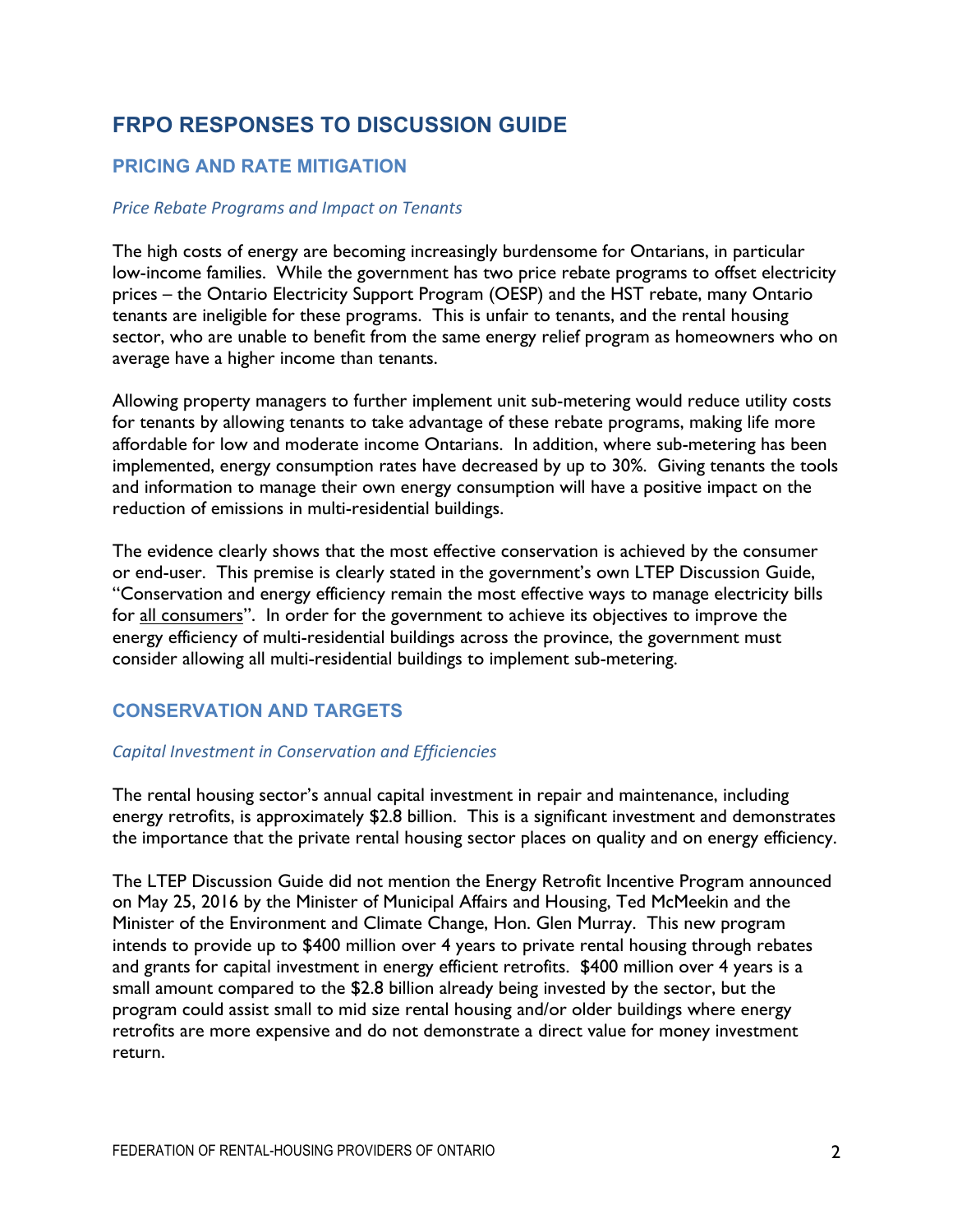# FRPO RESPONSES TO DISCUSSION GUIDE

## PRICING AND RATE MITIGATION

### *Price Rebate Programs and Impact on Tenants*

The high costs of energy are becoming increasingly burdensome for Ontarians, in particular low-income families. While the government has two price rebate programs to offset electricity prices – the Ontario Electricity Support Program (OESP) and the HST rebate, many Ontario tenants are ineligible for these programs. This is unfair to tenants, and the rental housing sector, who are unable to benefit from the same energy relief program as homeowners who on average have a higher income than tenants.

Allowing property managers to further implement unit sub-metering would reduce utility costs for tenants by allowing tenants to take advantage of these rebate programs, making life more affordable for low and moderate income Ontarians. In addition, where sub-metering has been implemented, energy consumption rates have decreased by up to 30%. Giving tenants the tools and information to manage their own energy consumption will have a positive impact on the reduction of emissions in multi-residential buildings.

The evidence clearly shows that the most effective conservation is achieved by the consumer or end-user. This premise is clearly stated in the government's own LTEP Discussion Guide, "Conservation and energy efficiency remain the most effective ways to manage electricity bills for <u>all consumers</u>". In order for the government to achieve its objectives to improve the energy efficiency of multi-residential buildings across the province, the government must consider allowing all multi-residential buildings to implement sub-metering.

## CONSERVATION AND TARGETS

### *Capital Investment in Conservation and Efficiencies*

The rental housing sector's annual capital investment in repair and maintenance, including energy retrofits, is approximately $2.8 billion. This is a significant investment and demonstrates the importance that the private rental housing sector places on quality and on energy efficiency.

The LTEP Discussion Guide did not mention the Energy Retrofit Incentive Program announced on May 25, 2016 by the Minister of Municipal Affairs and Housing, Ted McMeekin and the Minister of the Environment and Climate Change, Hon. Glen Murray. This new program intends to provide up to $400 million over 4 years to private rental housing through rebates and grants for capital investment in energy efficient retrofits. $400 million over 4 years is a small amount compared to the $2.8 billion already being invested by the sector, but the program could assist small to mid size rental housing and/or older buildings where energy retrofits are more expensive and do not demonstrate a direct value for money investment return.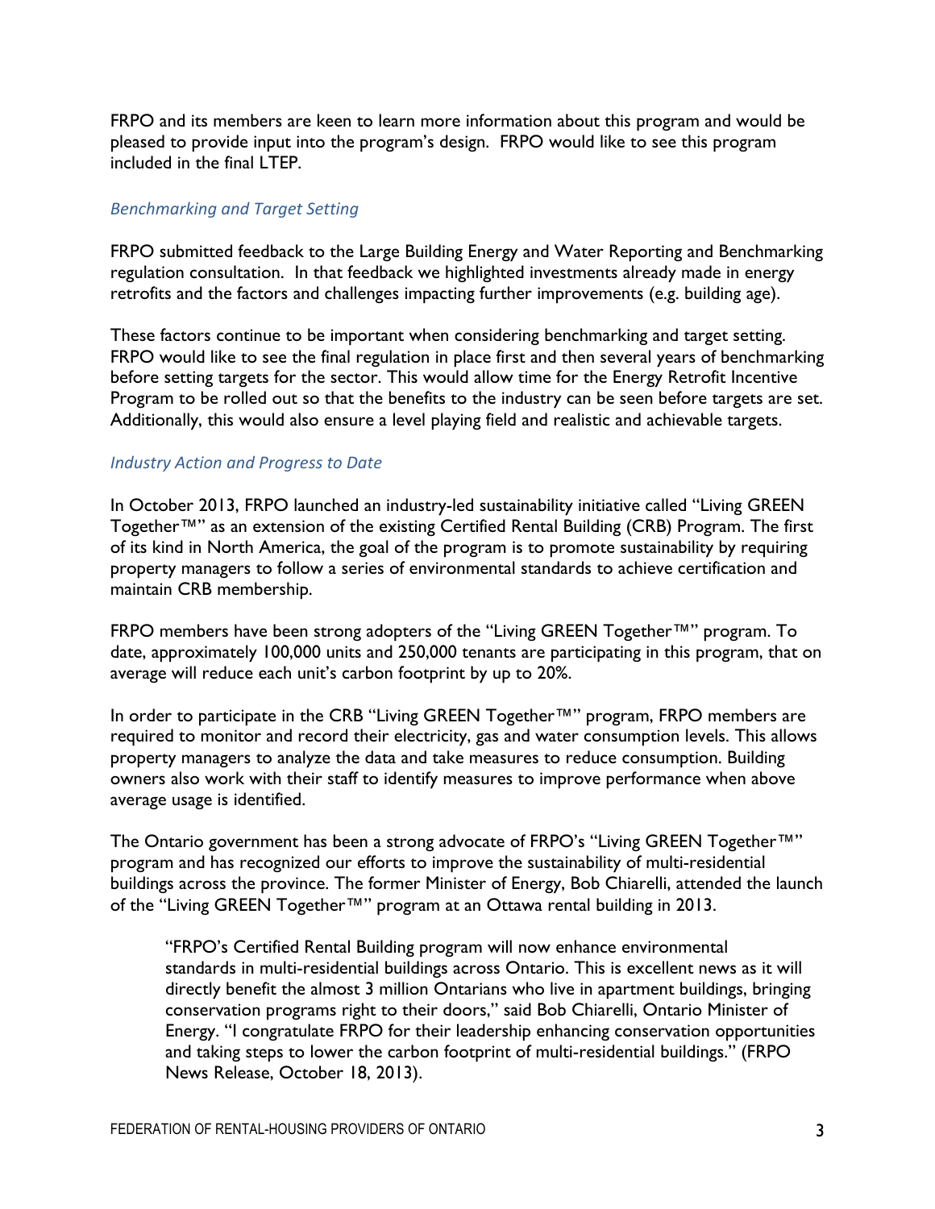FRPO and its members are keen to learn more information about this program and would be pleased to provide input into the program's design. FRPO would like to see this program included in the final LTEP.

### *Benchmarking and Target Setting*

FRPO submitted feedback to the Large Building Energy and Water Reporting and Benchmarking regulation consultation. In that feedback we highlighted investments already made in energy retrofits and the factors and challenges impacting further improvements (e.g. building age).

These factors continue to be important when considering benchmarking and target setting. FRPO would like to see the final regulation in place first and then several years of benchmarking before setting targets for the sector. This would allow time for the Energy Retrofit Incentive Program to be rolled out so that the benefits to the industry can be seen before targets are set. Additionally, this would also ensure a level playing field and realistic and achievable targets.

### *Industry Action and Progress to Date*

In October 2013, FRPO launched an industry-led sustainability initiative called "Living GREEN Together™" as an extension of the existing Certified Rental Building (CRB) Program. The first of its kind in North America, the goal of the program is to promote sustainability by requiring property managers to follow a series of environmental standards to achieve certification and maintain CRB membership.

FRPO members have been strong adopters of the "Living GREEN Together™" program. To date, approximately 100,000 units and 250,000 tenants are participating in this program, that on average will reduce each unit's carbon footprint by up to 20%.

In order to participate in the CRB "Living GREEN Together™" program, FRPO members are required to monitor and record their electricity, gas and water consumption levels. This allows property managers to analyze the data and take measures to reduce consumption. Building owners also work with their staff to identify measures to improve performance when above average usage is identified.

The Ontario government has been a strong advocate of FRPO's "Living GREEN Together™" program and has recognized our efforts to improve the sustainability of multi-residential buildings across the province. The former Minister of Energy, Bob Chiarelli, attended the launch of the "Living GREEN Together™" program at an Ottawa rental building in 2013.

> "FRPO's Certified Rental Building program will now enhance environmental standards in multi-residential buildings across Ontario. This is excellent news as it will directly benefit the almost 3 million Ontarians who live in apartment buildings, bringing conservation programs right to their doors," said Bob Chiarelli, Ontario Minister of Energy. "I congratulate FRPO for their leadership enhancing conservation opportunities and taking steps to lower the carbon footprint of multi-residential buildings." (FRPO News Release, October 18, 2013).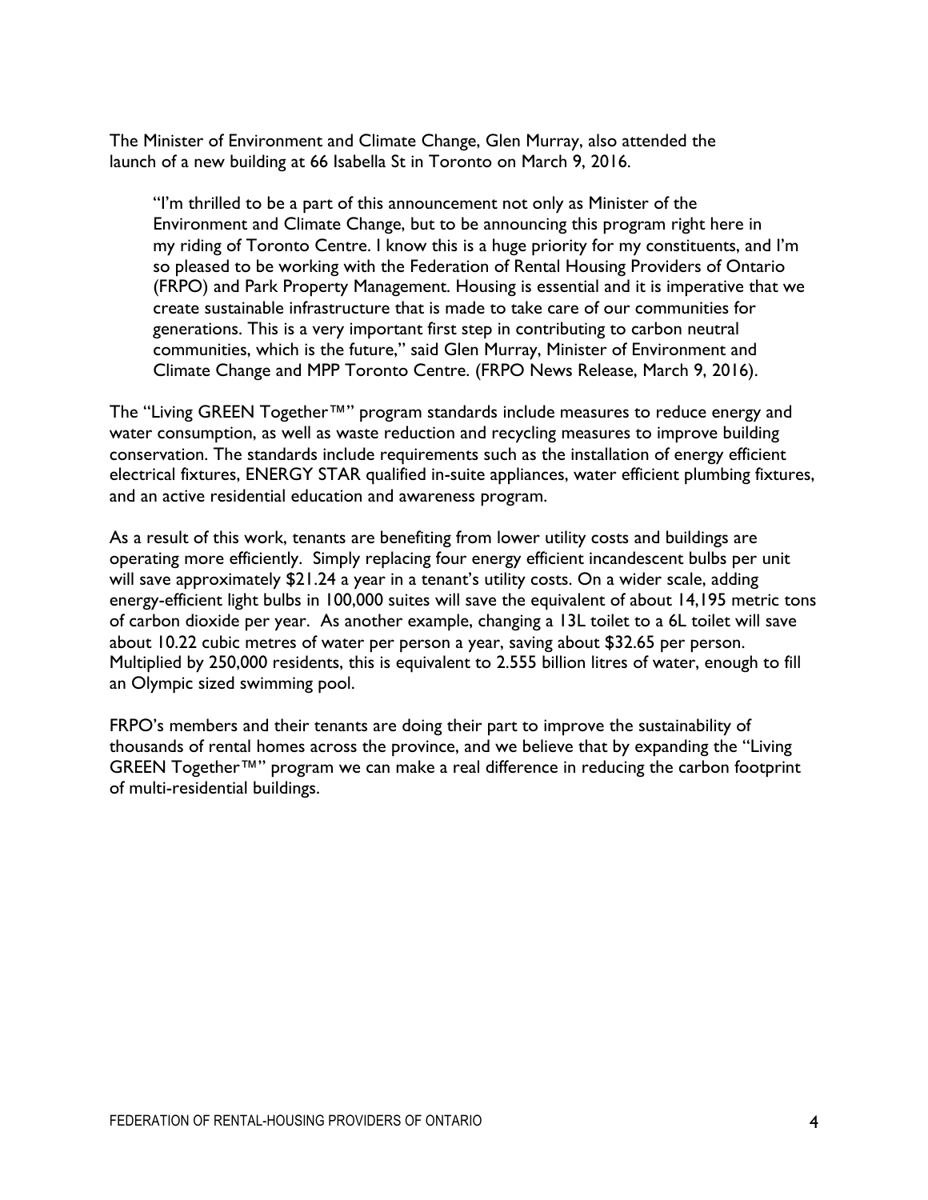The Minister of Environment and Climate Change, Glen Murray, also attended the launch of a new building at 66 Isabella St in Toronto on March 9, 2016.

> "I'm thrilled to be a part of this announcement not only as Minister of the Environment and Climate Change, but to be announcing this program right here in my riding of Toronto Centre. I know this is a huge priority for my constituents, and I'm so pleased to be working with the Federation of Rental Housing Providers of Ontario (FRPO) and Park Property Management. Housing is essential and it is imperative that we create sustainable infrastructure that is made to take care of our communities for generations. This is a very important first step in contributing to carbon neutral communities, which is the future," said Glen Murray, Minister of Environment and Climate Change and MPP Toronto Centre. (FRPO News Release, March 9, 2016).

The "Living GREEN Together™" program standards include measures to reduce energy and water consumption, as well as waste reduction and recycling measures to improve building conservation. The standards include requirements such as the installation of energy efficient electrical fixtures, ENERGY STAR qualified in-suite appliances, water efficient plumbing fixtures, and an active residential education and awareness program.

As a result of this work, tenants are benefiting from lower utility costs and buildings are operating more efficiently. Simply replacing four energy efficient incandescent bulbs per unit will save approximately $21.24 a year in a tenant's utility costs. On a wider scale, adding energy-efficient light bulbs in 100,000 suites will save the equivalent of about 14,195 metric tons of carbon dioxide per year. As another example, changing a 13L toilet to a 6L toilet will save about 10.22 cubic metres of water per person a year, saving about $32.65 per person. Multiplied by 250,000 residents, this is equivalent to 2.555 billion litres of water, enough to fill an Olympic sized swimming pool.

FRPO's members and their tenants are doing their part to improve the sustainability of thousands of rental homes across the province, and we believe that by expanding the "Living GREEN Together™" program we can make a real difference in reducing the carbon footprint of multi-residential buildings.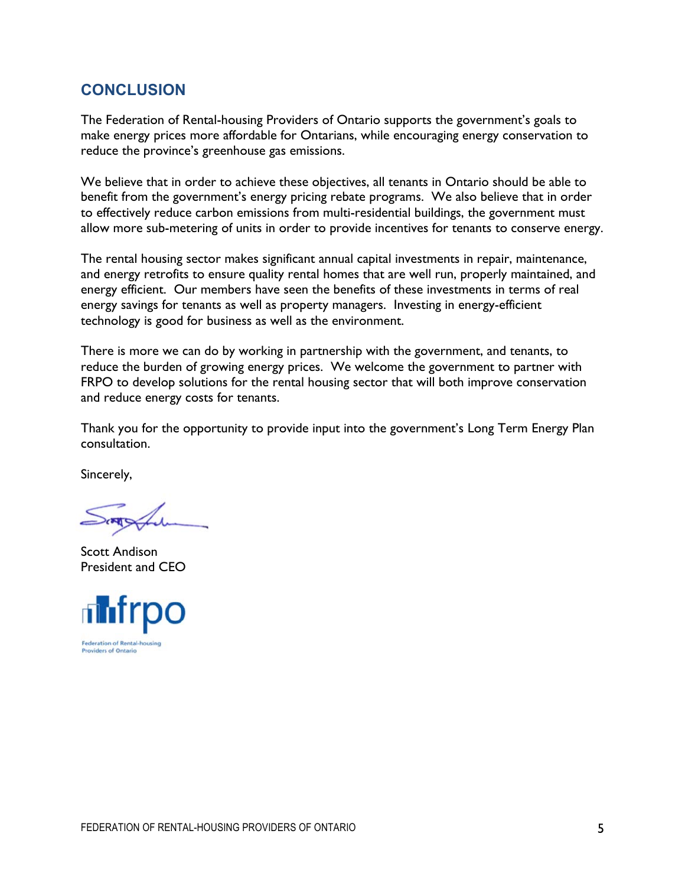## CONCLUSION

The Federation of Rental-housing Providers of Ontario supports the government's goals to make energy prices more affordable for Ontarians, while encouraging energy conservation to reduce the province's greenhouse gas emissions.

We believe that in order to achieve these objectives, all tenants in Ontario should be able to benefit from the government's energy pricing rebate programs. We also believe that in order to effectively reduce carbon emissions from multi-residential buildings, the government must allow more sub-metering of units in order to provide incentives for tenants to conserve energy.

The rental housing sector makes significant annual capital investments in repair, maintenance, and energy retrofits to ensure quality rental homes that are well run, properly maintained, and energy efficient. Our members have seen the benefits of these investments in terms of real energy savings for tenants as well as property managers. Investing in energy-efficient technology is good for business as well as the environment.

There is more we can do by working in partnership with the government, and tenants, to reduce the burden of growing energy prices. We welcome the government to partner with FRPO to develop solutions for the rental housing sector that will both improve conservation and reduce energy costs for tenants.

Thank you for the opportunity to provide input into the government's Long Term Energy Plan consultation.

Sincerely,

Scott Andison
President and CEO

frpo
Federation of Rental-housing Providers of Ontario